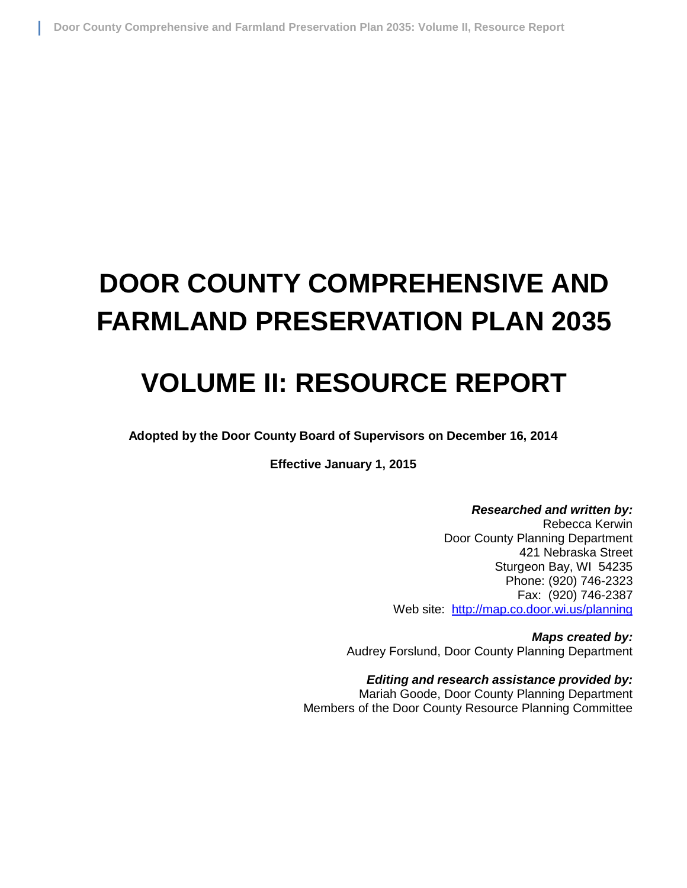# DOOR COUNTY COMPREHENSIVE AND FARMLAND PRESERVATION PLAN 2035

# VOLUME II: RESOURCE REPORT

**Adopted by the Door County Board of Supervisors on December 16, 2014**

**Effective January 1, 2015**

***Researched and written by:***
Rebecca Kerwin
Door County Planning Department
421 Nebraska Street
Sturgeon Bay, WI 54235
Phone: (920) 746-2323
Fax: (920) 746-2387
Web site: http://map.co.door.wi.us/planning

***Maps created by:***
Audrey Forslund, Door County Planning Department

***Editing and research assistance provided by:***
Mariah Goode, Door County Planning Department
Members of the Door County Resource Planning Committee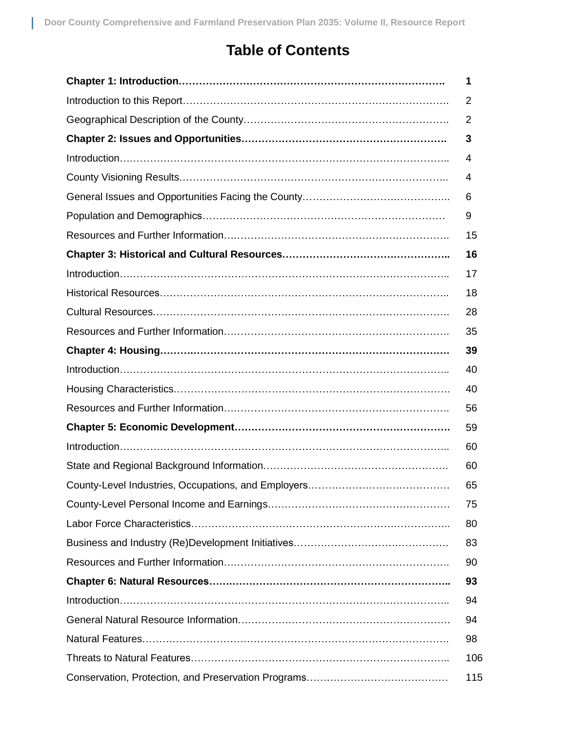# Table of Contents

| | |
|---|---|
| **Chapter 1: Introduction** | **1** |
| Introduction to this Report | 2 |
| Geographical Description of the County | 2 |
| **Chapter 2: Issues and Opportunities** | **3** |
| Introduction | 4 |
| County Visioning Results | 4 |
| General Issues and Opportunities Facing the County | 6 |
| Population and Demographics | 9 |
| Resources and Further Information | 15 |
| **Chapter 3: Historical and Cultural Resources** | **16** |
| Introduction | 17 |
| Historical Resources | 18 |
| Cultural Resources | 28 |
| Resources and Further Information | 35 |
| **Chapter 4: Housing** | **39** |
| Introduction | 40 |
| Housing Characteristics | 40 |
| Resources and Further Information | 56 |
| **Chapter 5: Economic Development** | 59 |
| Introduction | 60 |
| State and Regional Background Information | 60 |
| County-Level Industries, Occupations, and Employers | 65 |
| County-Level Personal Income and Earnings | 75 |
| Labor Force Characteristics | 80 |
| Business and Industry (Re)Development Initiatives | 83 |
| Resources and Further Information | 90 |
| **Chapter 6: Natural Resources** | **93** |
| Introduction | 94 |
| General Natural Resource Information | 94 |
| Natural Features | 98 |
| Threats to Natural Features | 106 |
| Conservation, Protection, and Preservation Programs | 115 |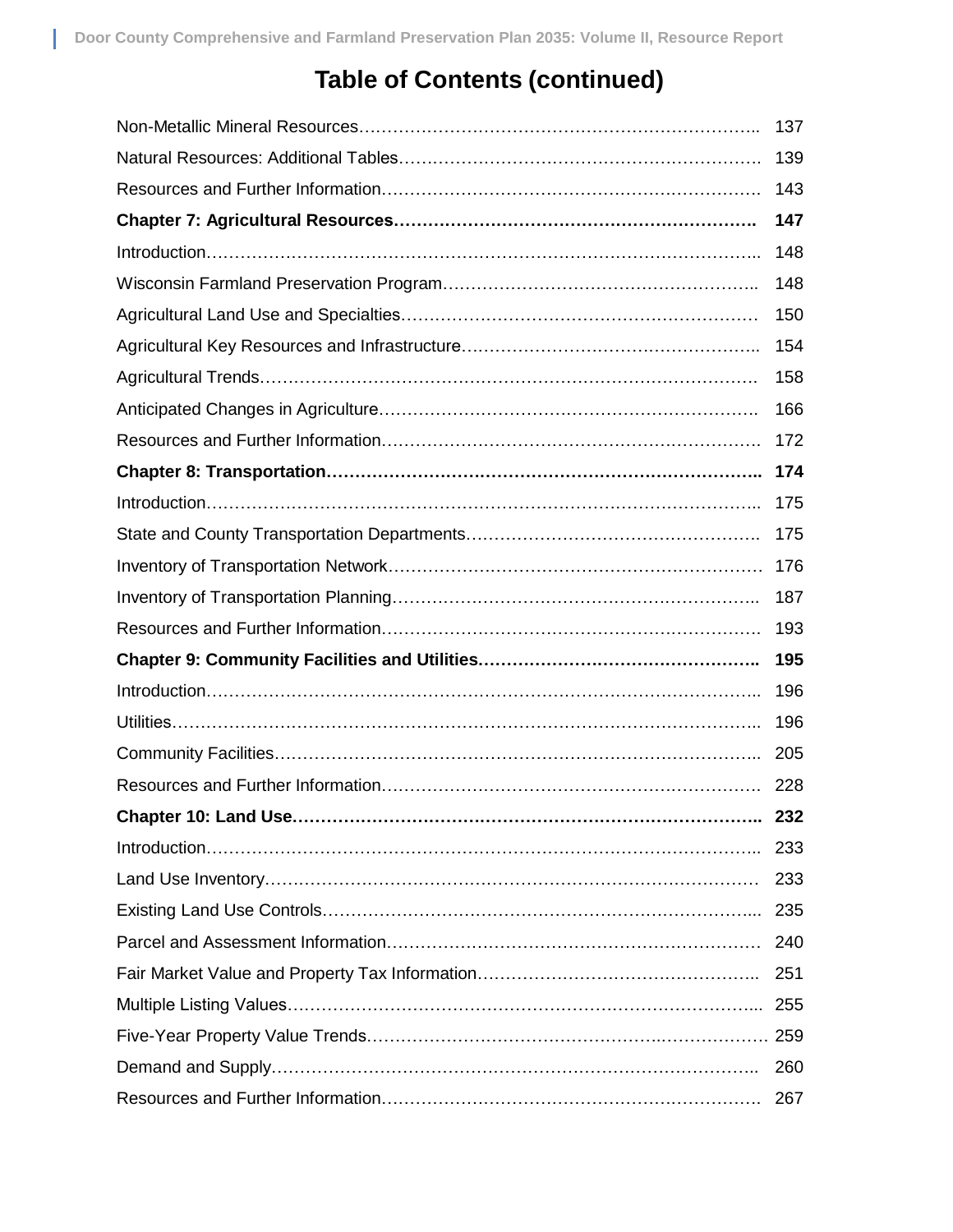# Table of Contents (continued)

| | |
|---|---|
| Non-Metallic Mineral Resources | 137 |
| Natural Resources: Additional Tables | 139 |
| Resources and Further Information | 143 |
| **Chapter 7: Agricultural Resources** | **147** |
| Introduction | 148 |
| Wisconsin Farmland Preservation Program | 148 |
| Agricultural Land Use and Specialties | 150 |
| Agricultural Key Resources and Infrastructure | 154 |
| Agricultural Trends | 158 |
| Anticipated Changes in Agriculture | 166 |
| Resources and Further Information | 172 |
| **Chapter 8: Transportation** | **174** |
| Introduction | 175 |
| State and County Transportation Departments | 175 |
| Inventory of Transportation Network | 176 |
| Inventory of Transportation Planning | 187 |
| Resources and Further Information | 193 |
| **Chapter 9: Community Facilities and Utilities** | **195** |
| Introduction | 196 |
| Utilities | 196 |
| Community Facilities | 205 |
| Resources and Further Information | 228 |
| **Chapter 10: Land Use** | **232** |
| Introduction | 233 |
| Land Use Inventory | 233 |
| Existing Land Use Controls | 235 |
| Parcel and Assessment Information | 240 |
| Fair Market Value and Property Tax Information | 251 |
| Multiple Listing Values | 255 |
| Five-Year Property Value Trends | 259 |
| Demand and Supply | 260 |
| Resources and Further Information | 267 |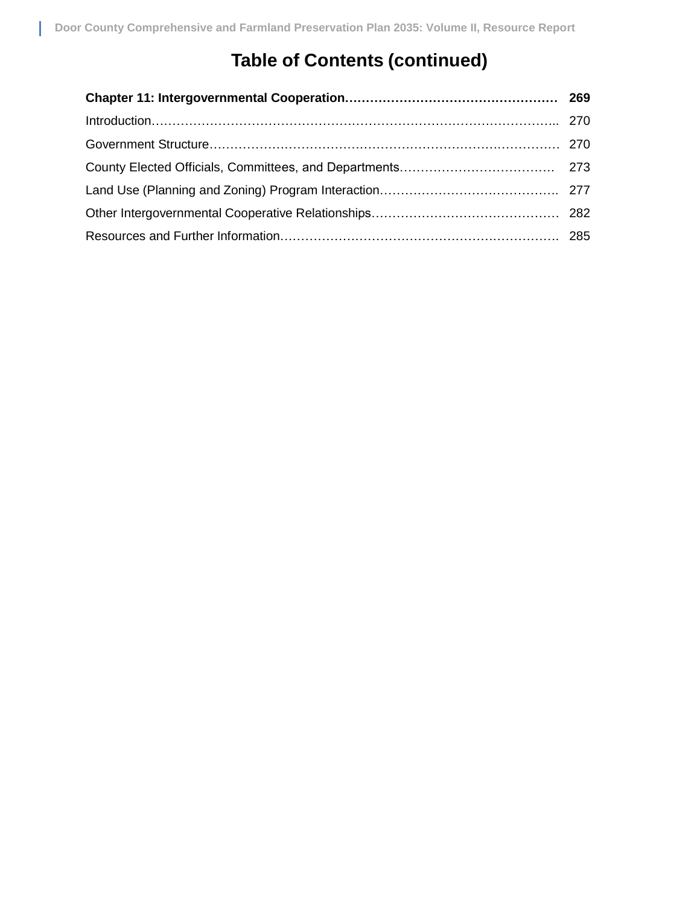# Table of Contents (continued)

| | |
|---|---|
| **Chapter 11: Intergovernmental Cooperation** | **269** |
| Introduction | 270 |
| Government Structure | 270 |
| County Elected Officials, Committees, and Departments | 273 |
| Land Use (Planning and Zoning) Program Interaction | 277 |
| Other Intergovernmental Cooperative Relationships | 282 |
| Resources and Further Information | 285 |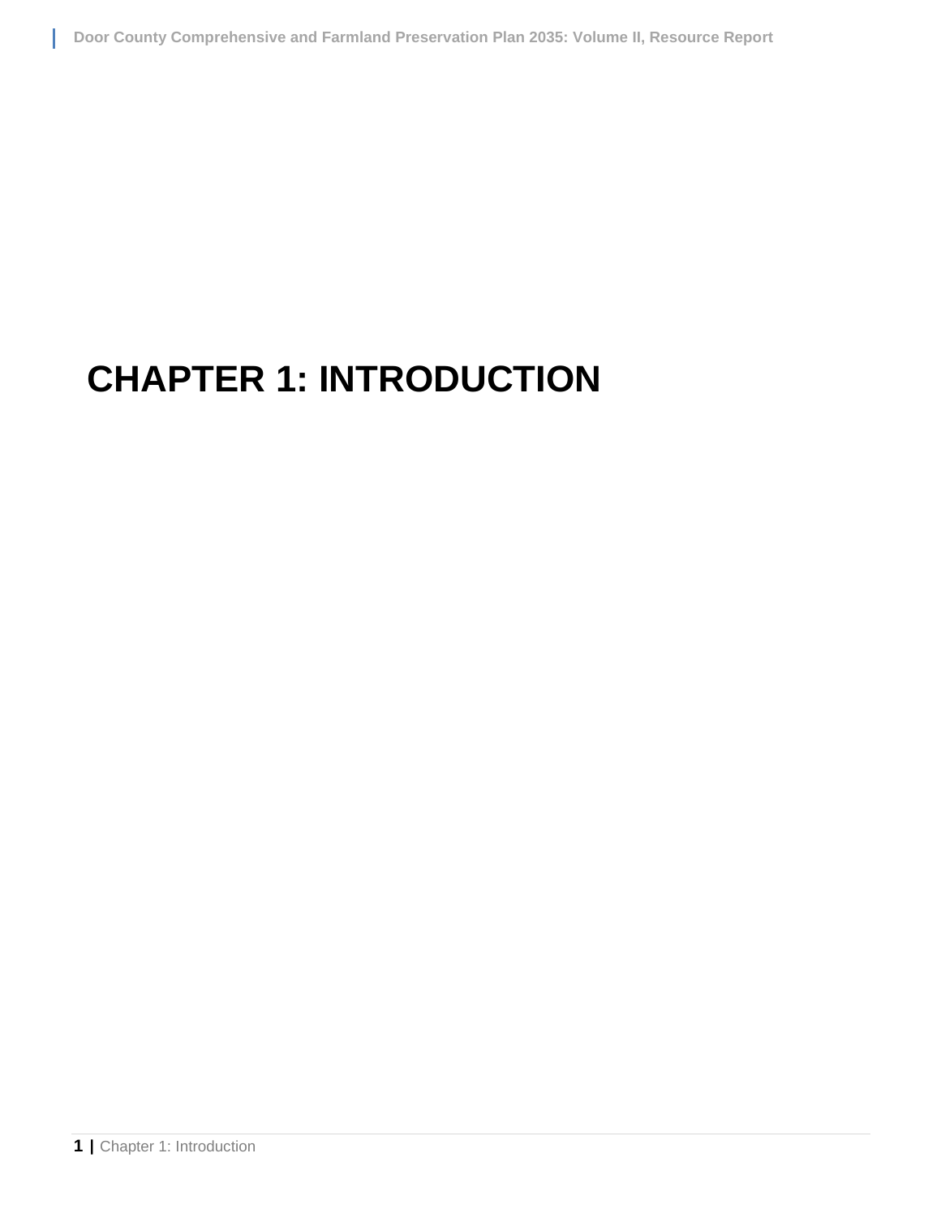# CHAPTER 1: INTRODUCTION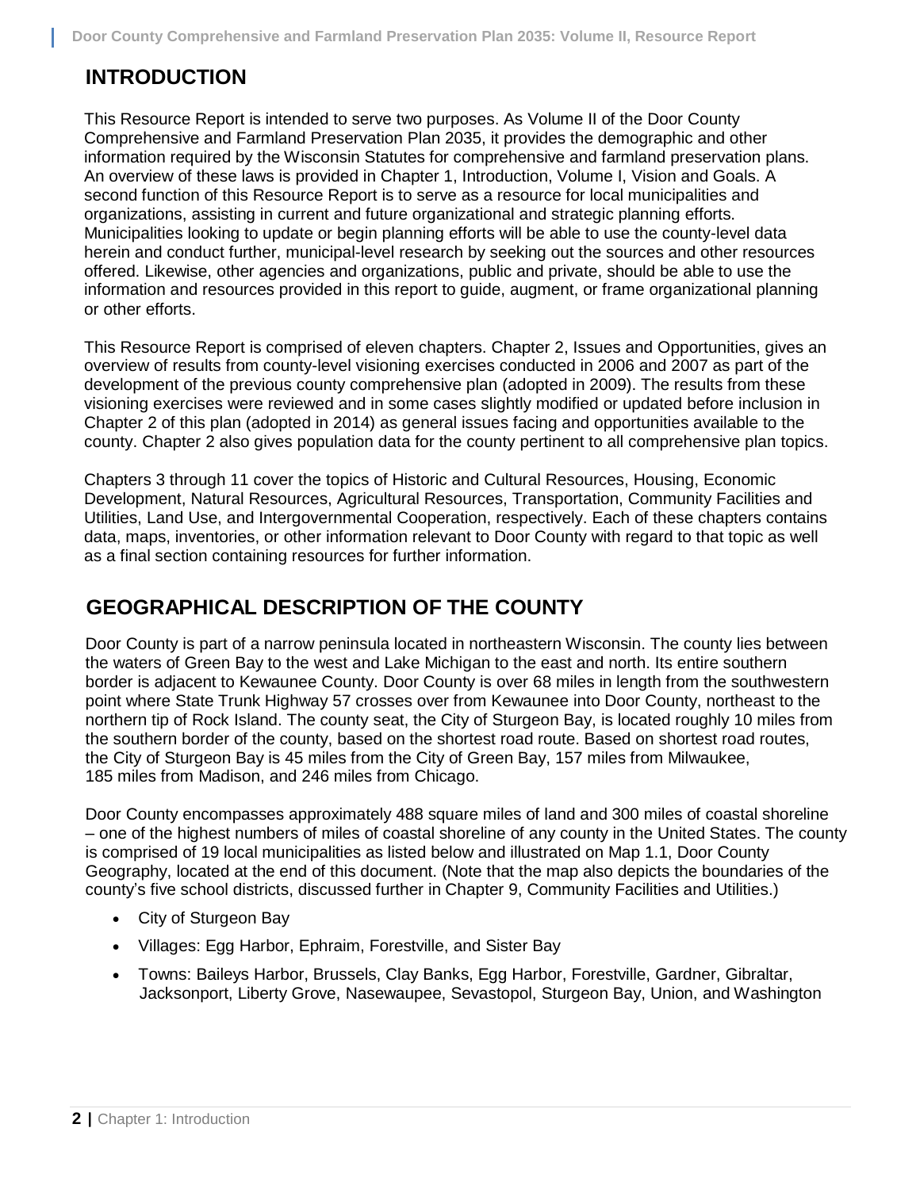## INTRODUCTION

This Resource Report is intended to serve two purposes. As Volume II of the Door County Comprehensive and Farmland Preservation Plan 2035, it provides the demographic and other information required by the Wisconsin Statutes for comprehensive and farmland preservation plans. An overview of these laws is provided in Chapter 1, Introduction, Volume I, Vision and Goals. A second function of this Resource Report is to serve as a resource for local municipalities and organizations, assisting in current and future organizational and strategic planning efforts. Municipalities looking to update or begin planning efforts will be able to use the county-level data herein and conduct further, municipal-level research by seeking out the sources and other resources offered. Likewise, other agencies and organizations, public and private, should be able to use the information and resources provided in this report to guide, augment, or frame organizational planning or other efforts.

This Resource Report is comprised of eleven chapters. Chapter 2, Issues and Opportunities, gives an overview of results from county-level visioning exercises conducted in 2006 and 2007 as part of the development of the previous county comprehensive plan (adopted in 2009). The results from these visioning exercises were reviewed and in some cases slightly modified or updated before inclusion in Chapter 2 of this plan (adopted in 2014) as general issues facing and opportunities available to the county. Chapter 2 also gives population data for the county pertinent to all comprehensive plan topics.

Chapters 3 through 11 cover the topics of Historic and Cultural Resources, Housing, Economic Development, Natural Resources, Agricultural Resources, Transportation, Community Facilities and Utilities, Land Use, and Intergovernmental Cooperation, respectively. Each of these chapters contains data, maps, inventories, or other information relevant to Door County with regard to that topic as well as a final section containing resources for further information.

## GEOGRAPHICAL DESCRIPTION OF THE COUNTY

Door County is part of a narrow peninsula located in northeastern Wisconsin. The county lies between the waters of Green Bay to the west and Lake Michigan to the east and north. Its entire southern border is adjacent to Kewaunee County. Door County is over 68 miles in length from the southwestern point where State Trunk Highway 57 crosses over from Kewaunee into Door County, northeast to the northern tip of Rock Island. The county seat, the City of Sturgeon Bay, is located roughly 10 miles from the southern border of the county, based on the shortest road route. Based on shortest road routes, the City of Sturgeon Bay is 45 miles from the City of Green Bay, 157 miles from Milwaukee, 185 miles from Madison, and 246 miles from Chicago.

Door County encompasses approximately 488 square miles of land and 300 miles of coastal shoreline – one of the highest numbers of miles of coastal shoreline of any county in the United States. The county is comprised of 19 local municipalities as listed below and illustrated on Map 1.1, Door County Geography, located at the end of this document. (Note that the map also depicts the boundaries of the county's five school districts, discussed further in Chapter 9, Community Facilities and Utilities.)

- City of Sturgeon Bay
- Villages: Egg Harbor, Ephraim, Forestville, and Sister Bay
- Towns: Baileys Harbor, Brussels, Clay Banks, Egg Harbor, Forestville, Gardner, Gibraltar, Jacksonport, Liberty Grove, Nasewaupee, Sevastopol, Sturgeon Bay, Union, and Washington